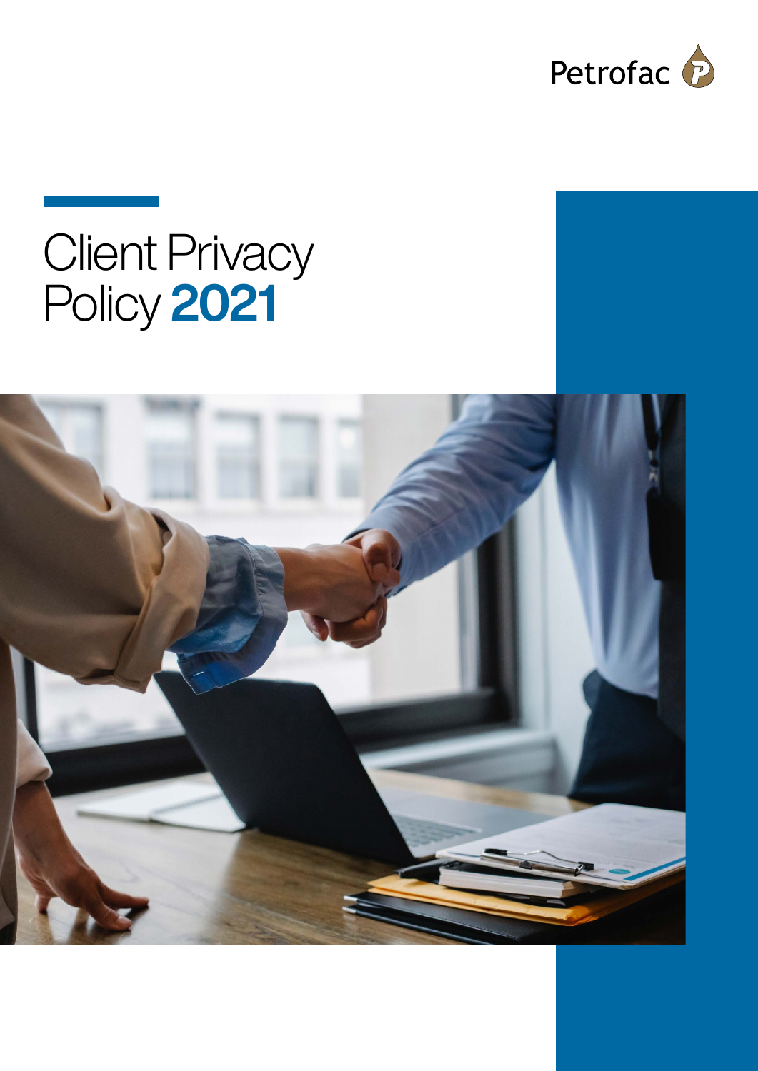Petrofac

# Client Privacy Policy 2021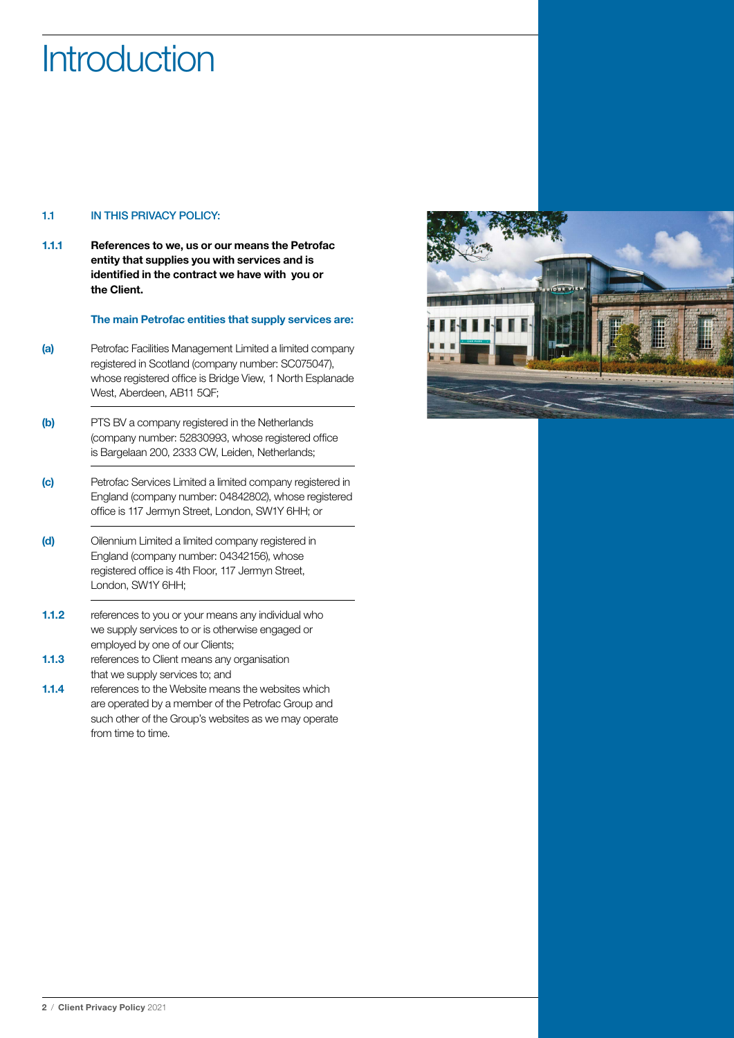# Introduction

**1.1 IN THIS PRIVACY POLICY:**

**1.1.1 References to we, us or our means the Petrofac entity that supplies you with services and is identified in the contract we have with you or the Client.**

**The main Petrofac entities that supply services are:**

**(a)** Petrofac Facilities Management Limited a limited company registered in Scotland (company number: SC075047), whose registered office is Bridge View, 1 North Esplanade West, Aberdeen, AB11 5QF;

**(b)** PTS BV a company registered in the Netherlands (company number: 52830993, whose registered office is Bargelaan 200, 2333 CW, Leiden, Netherlands;

**(c)** Petrofac Services Limited a limited company registered in England (company number: 04842802), whose registered office is 117 Jermyn Street, London, SW1Y 6HH; or

**(d)** Oilennium Limited a limited company registered in England (company number: 04342156), whose registered office is 4th Floor, 117 Jermyn Street, London, SW1Y 6HH;

**1.1.2** references to you or your means any individual who we supply services to or is otherwise engaged or employed by one of our Clients;

**1.1.3** references to Client means any organisation that we supply services to; and

**1.1.4** references to the Website means the websites which are operated by a member of the Petrofac Group and such other of the Group's websites as we may operate from time to time.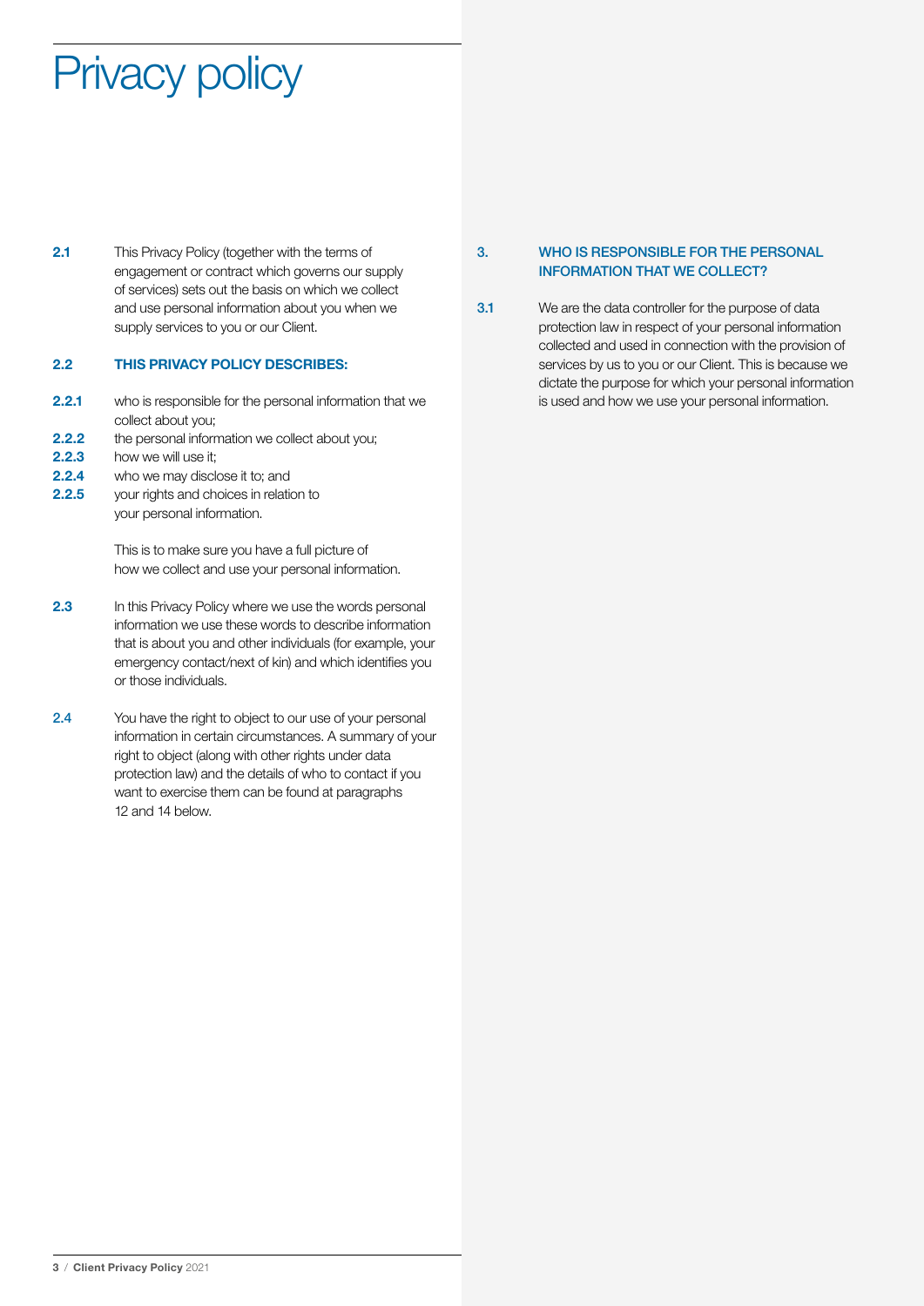# Privacy policy

**2.1** This Privacy Policy (together with the terms of engagement or contract which governs our supply of services) sets out the basis on which we collect and use personal information about you when we supply services to you or our Client.

**2.2 THIS PRIVACY POLICY DESCRIBES:**

**2.2.1** who is responsible for the personal information that we collect about you;

**2.2.2** the personal information we collect about you;

**2.2.3** how we will use it;

**2.2.4** who we may disclose it to; and

**2.2.5** your rights and choices in relation to your personal information.

This is to make sure you have a full picture of how we collect and use your personal information.

**2.3** In this Privacy Policy where we use the words personal information we use these words to describe information that is about you and other individuals (for example, your emergency contact/next of kin) and which identifies you or those individuals.

2.4 You have the right to object to our use of your personal information in certain circumstances. A summary of your right to object (along with other rights under data protection law) and the details of who to contact if you want to exercise them can be found at paragraphs 12 and 14 below.

## 3. WHO IS RESPONSIBLE FOR THE PERSONAL INFORMATION THAT WE COLLECT?

3.1 We are the data controller for the purpose of data protection law in respect of your personal information collected and used in connection with the provision of services by us to you or our Client. This is because we dictate the purpose for which your personal information is used and how we use your personal information.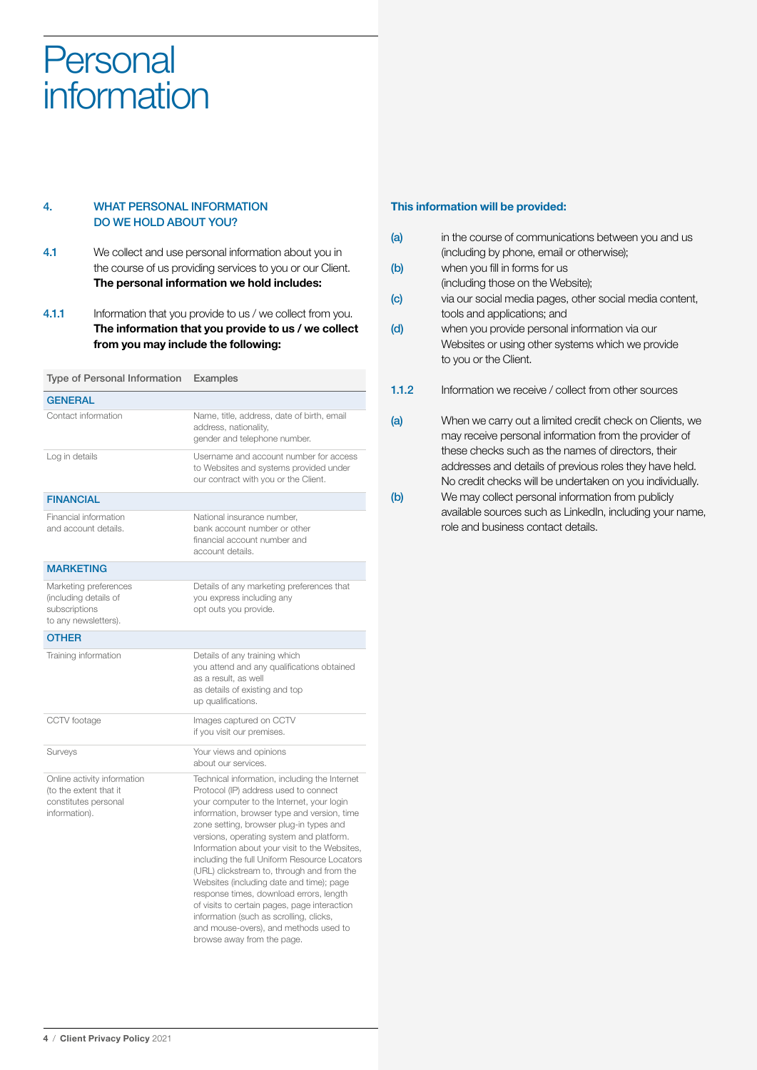# Personal information

## 4. WHAT PERSONAL INFORMATION DO WE HOLD ABOUT YOU?

**4.1** We collect and use personal information about you in the course of us providing services to you or our Client. **The personal information we hold includes:**

**4.1.1** Information that you provide to us / we collect from you. **The information that you provide to us / we collect from you may include the following:**

| Type of Personal Information | Examples |
|---|---|
| **GENERAL** | |
| Contact information | Name, title, address, date of birth, email address, nationality, gender and telephone number. |
| Log in details | Username and account number for access to Websites and systems provided under our contract with you or the Client. |
| **FINANCIAL** | |
| Financial information and account details. | National insurance number, bank account number or other financial account number and account details. |
| **MARKETING** | |
| Marketing preferences (including details of subscriptions to any newsletters). | Details of any marketing preferences that you express including any opt outs you provide. |
| **OTHER** | |
| Training information | Details of any training which you attend and any qualifications obtained as a result, as well as details of existing and top up qualifications. |
| CCTV footage | Images captured on CCTV if you visit our premises. |
| Surveys | Your views and opinions about our services. |
| Online activity information (to the extent that it constitutes personal information). | Technical information, including the Internet Protocol (IP) address used to connect your computer to the Internet, your login information, browser type and version, time zone setting, browser plug-in types and versions, operating system and platform. Information about your visit to the Websites, including the full Uniform Resource Locators (URL) clickstream to, through and from the Websites (including date and time); page response times, download errors, length of visits to certain pages, page interaction information (such as scrolling, clicks, and mouse-overs), and methods used to browse away from the page. |

**This information will be provided:**

**(a)** in the course of communications between you and us (including by phone, email or otherwise);

**(b)** when you fill in forms for us (including those on the Website);

**(c)** via our social media pages, other social media content, tools and applications; and

**(d)** when you provide personal information via our Websites or using other systems which we provide to you or the Client.

**1.1.2** Information we receive / collect from other sources

**(a)** When we carry out a limited credit check on Clients, we may receive personal information from the provider of these checks such as the names of directors, their addresses and details of previous roles they have held. No credit checks will be undertaken on you individually.

**(b)** We may collect personal information from publicly available sources such as LinkedIn, including your name, role and business contact details.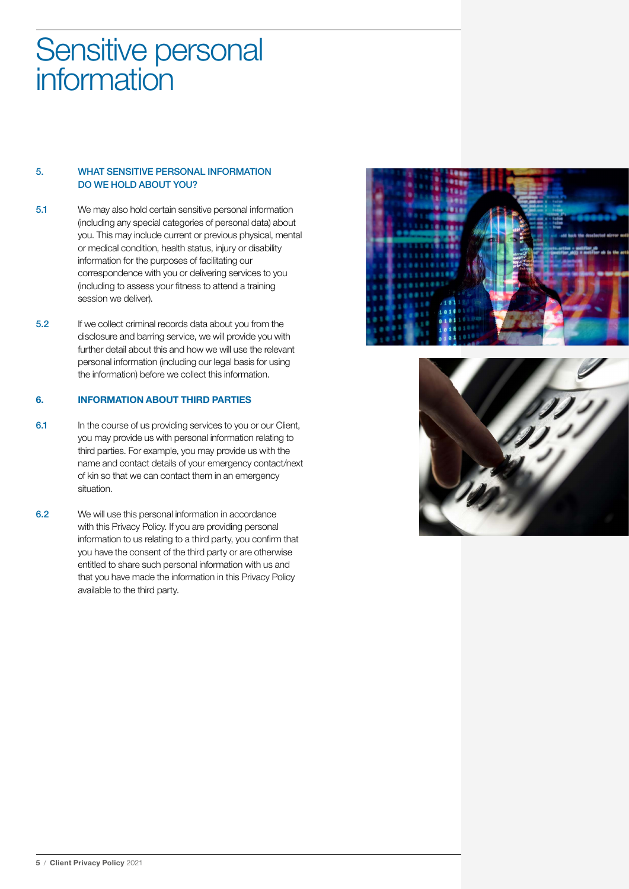# Sensitive personal information

### 5. WHAT SENSITIVE PERSONAL INFORMATION DO WE HOLD ABOUT YOU?

5.1 We may also hold certain sensitive personal information (including any special categories of personal data) about you. This may include current or previous physical, mental or medical condition, health status, injury or disability information for the purposes of facilitating our correspondence with you or delivering services to you (including to assess your fitness to attend a training session we deliver).

5.2 If we collect criminal records data about you from the disclosure and barring service, we will provide you with further detail about this and how we will use the relevant personal information (including our legal basis for using the information) before we collect this information.

### 6. INFORMATION ABOUT THIRD PARTIES

6.1 In the course of us providing services to you or our Client, you may provide us with personal information relating to third parties. For example, you may provide us with the name and contact details of your emergency contact/next of kin so that we can contact them in an emergency situation.

6.2 We will use this personal information in accordance with this Privacy Policy. If you are providing personal information to us relating to a third party, you confirm that you have the consent of the third party or are otherwise entitled to share such personal information with us and that you have made the information in this Privacy Policy available to the third party.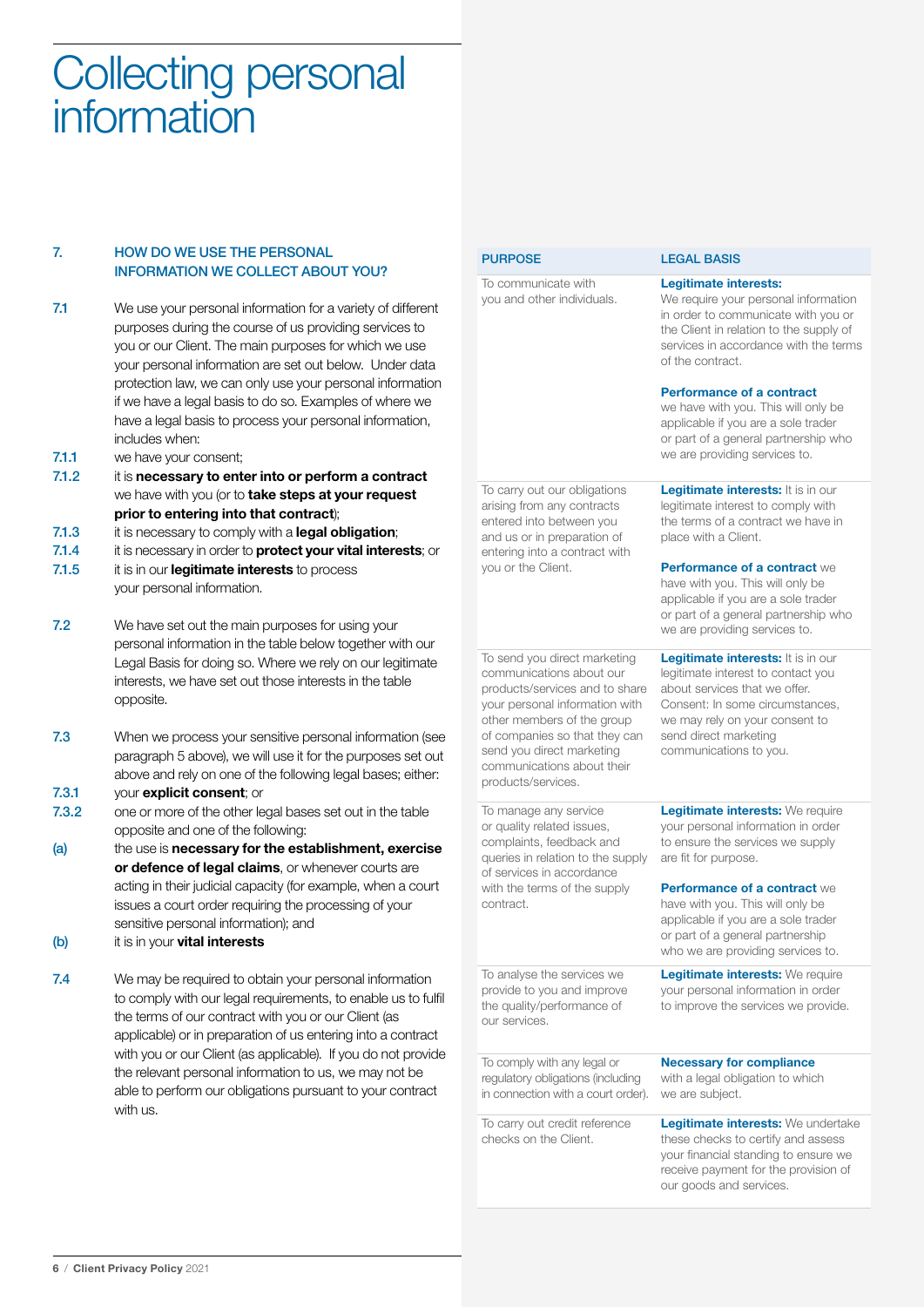# Collecting personal information

## 7. HOW DO WE USE THE PERSONAL INFORMATION WE COLLECT ABOUT YOU?

7.1 We use your personal information for a variety of different purposes during the course of us providing services to you or our Client. The main purposes for which we use your personal information are set out below. Under data protection law, we can only use your personal information if we have a legal basis to do so. Examples of where we have a legal basis to process your personal information, includes when:

7.1.1 we have your consent;

7.1.2 it is **necessary to enter into or perform a contract** we have with you (or to **take steps at your request prior to entering into that contract**);

7.1.3 it is necessary to comply with a **legal obligation**;

7.1.4 it is necessary in order to **protect your vital interests**; or

7.1.5 it is in our **legitimate interests** to process your personal information.

7.2 We have set out the main purposes for using your personal information in the table below together with our Legal Basis for doing so. Where we rely on our legitimate interests, we have set out those interests in the table opposite.

7.3 When we process your sensitive personal information (see paragraph 5 above), we will use it for the purposes set out above and rely on one of the following legal bases; either:

7.3.1 your **explicit consent**; or

7.3.2 one or more of the other legal bases set out in the table opposite and one of the following:

(a) the use is **necessary for the establishment, exercise or defence of legal claims**, or whenever courts are acting in their judicial capacity (for example, when a court issues a court order requiring the processing of your sensitive personal information); and

(b) it is in your **vital interests**

7.4 We may be required to obtain your personal information to comply with our legal requirements, to enable us to fulfil the terms of our contract with you or our Client (as applicable) or in preparation of us entering into a contract with you or our Client (as applicable). If you do not provide the relevant personal information to us, we may not be able to perform our obligations pursuant to your contract with us.

| PURPOSE | LEGAL BASIS |
|---|---|
| To communicate with you and other individuals. | **Legitimate interests:** We require your personal information in order to communicate with you or the Client in relation to the supply of services in accordance with the terms of the contract.<br><br>**Performance of a contract** we have with you. This will only be applicable if you are a sole trader or part of a general partnership who we are providing services to. |
| To carry out our obligations arising from any contracts entered into between you and us or in preparation of entering into a contract with you or the Client. | **Legitimate interests:** It is in our legitimate interest to comply with the terms of a contract we have in place with a Client.<br><br>**Performance of a contract** we have with you. This will only be applicable if you are a sole trader or part of a general partnership who we are providing services to. |
| To send you direct marketing communications about our products/services and to share your personal information with other members of the group of companies so that they can send you direct marketing communications about their products/services. | **Legitimate interests:** It is in our legitimate interest to contact you about services that we offer. Consent: In some circumstances, we may rely on your consent to send direct marketing communications to you. |
| To manage any service or quality related issues, complaints, feedback and queries in relation to the supply of services in accordance with the terms of the supply contract. | **Legitimate interests:** We require your personal information in order to ensure the services we supply are fit for purpose.<br><br>**Performance of a contract** we have with you. This will only be applicable if you are a sole trader or part of a general partnership who we are providing services to. |
| To analyse the services we provide to you and improve the quality/performance of our services. | **Legitimate interests:** We require your personal information in order to improve the services we provide. |
| To comply with any legal or regulatory obligations (including in connection with a court order). | **Necessary for compliance** with a legal obligation to which we are subject. |
| To carry out credit reference checks on the Client. | **Legitimate interests:** We undertake these checks to certify and assess your financial standing to ensure we receive payment for the provision of our goods and services. |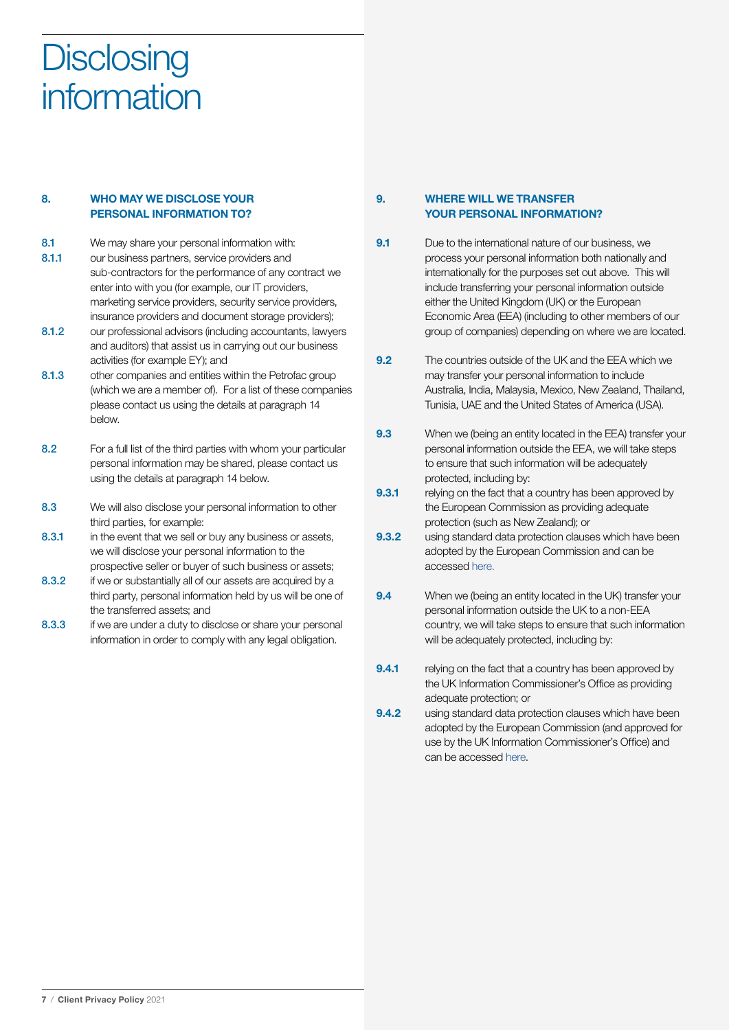# Disclosing information

## 8. WHO MAY WE DISCLOSE YOUR PERSONAL INFORMATION TO?

8.1 We may share your personal information with:

8.1.1 our business partners, service providers and sub-contractors for the performance of any contract we enter into with you (for example, our IT providers, marketing service providers, security service providers, insurance providers and document storage providers);

8.1.2 our professional advisors (including accountants, lawyers and auditors) that assist us in carrying out our business activities (for example EY); and

8.1.3 other companies and entities within the Petrofac group (which we are a member of). For a list of these companies please contact us using the details at paragraph 14 below.

8.2 For a full list of the third parties with whom your particular personal information may be shared, please contact us using the details at paragraph 14 below.

8.3 We will also disclose your personal information to other third parties, for example:

8.3.1 in the event that we sell or buy any business or assets, we will disclose your personal information to the prospective seller or buyer of such business or assets;

8.3.2 if we or substantially all of our assets are acquired by a third party, personal information held by us will be one of the transferred assets; and

8.3.3 if we are under a duty to disclose or share your personal information in order to comply with any legal obligation.

## 9. WHERE WILL WE TRANSFER YOUR PERSONAL INFORMATION?

9.1 Due to the international nature of our business, we process your personal information both nationally and internationally for the purposes set out above. This will include transferring your personal information outside either the United Kingdom (UK) or the European Economic Area (EEA) (including to other members of our group of companies) depending on where we are located.

9.2 The countries outside of the UK and the EEA which we may transfer your personal information to include Australia, India, Malaysia, Mexico, New Zealand, Thailand, Tunisia, UAE and the United States of America (USA).

9.3 When we (being an entity located in the EEA) transfer your personal information outside the EEA, we will take steps to ensure that such information will be adequately protected, including by:

9.3.1 relying on the fact that a country has been approved by the European Commission as providing adequate protection (such as New Zealand); or

9.3.2 using standard data protection clauses which have been adopted by the European Commission and can be accessed here.

9.4 When we (being an entity located in the UK) transfer your personal information outside the UK to a non-EEA country, we will take steps to ensure that such information will be adequately protected, including by:

9.4.1 relying on the fact that a country has been approved by the UK Information Commissioner's Office as providing adequate protection; or

9.4.2 using standard data protection clauses which have been adopted by the European Commission (and approved for use by the UK Information Commissioner's Office) and can be accessed here.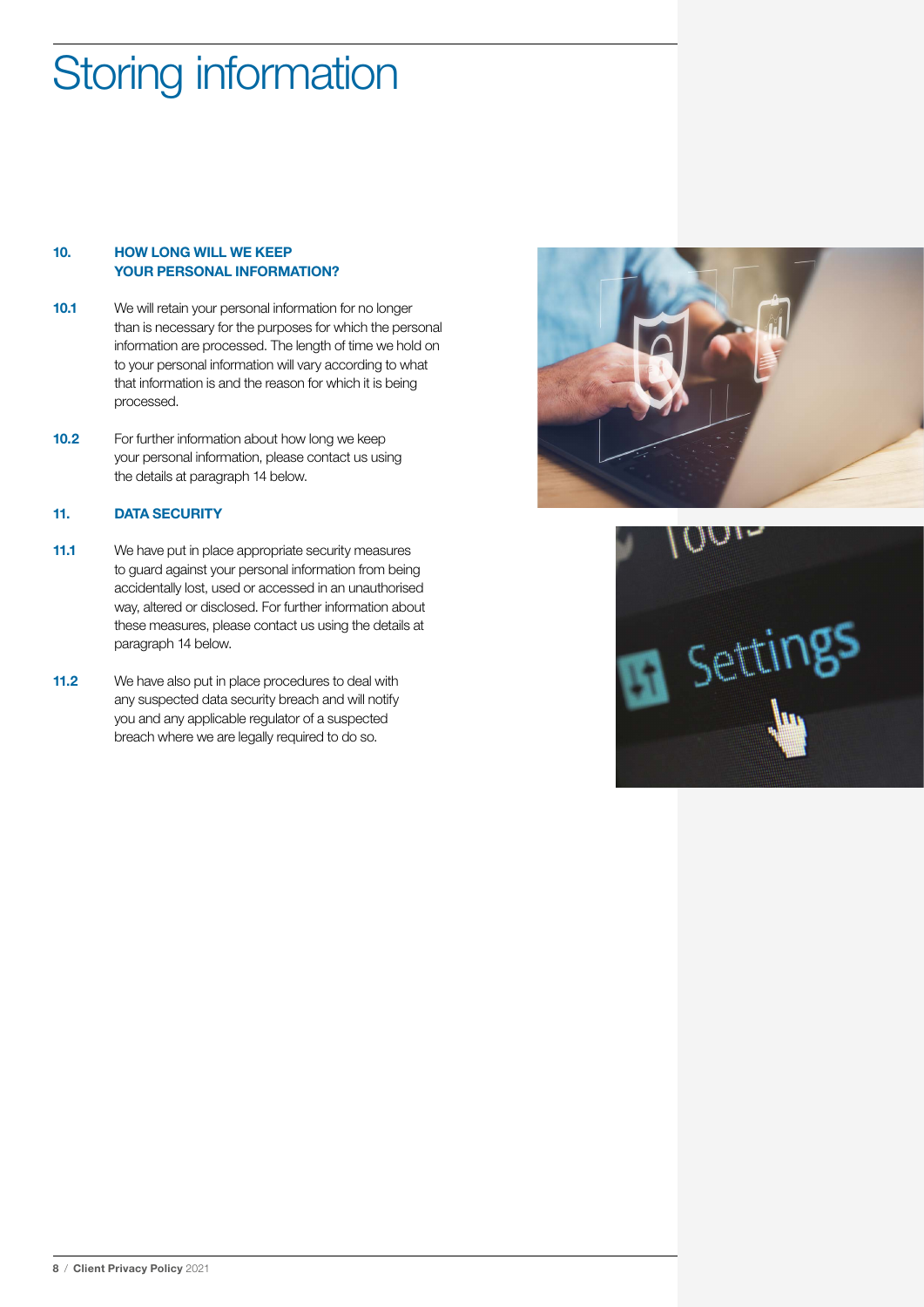# Storing information

## 10. HOW LONG WILL WE KEEP YOUR PERSONAL INFORMATION?

**10.1** We will retain your personal information for no longer than is necessary for the purposes for which the personal information are processed. The length of time we hold on to your personal information will vary according to what that information is and the reason for which it is being processed.

**10.2** For further information about how long we keep your personal information, please contact us using the details at paragraph 14 below.

## 11. DATA SECURITY

**11.1** We have put in place appropriate security measures to guard against your personal information from being accidentally lost, used or accessed in an unauthorised way, altered or disclosed. For further information about these measures, please contact us using the details at paragraph 14 below.

**11.2** We have also put in place procedures to deal with any suspected data security breach and will notify you and any applicable regulator of a suspected breach where we are legally required to do so.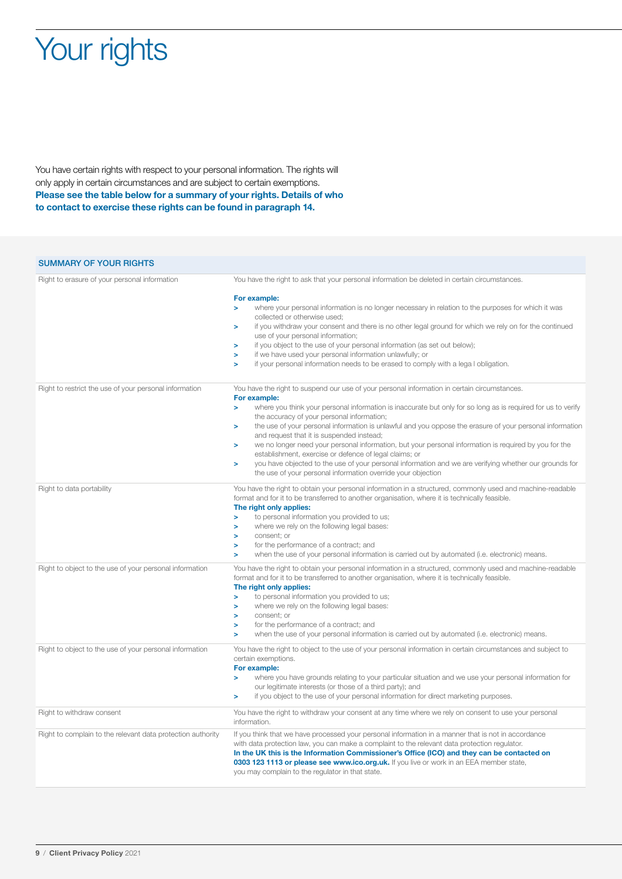# Your rights

You have certain rights with respect to your personal information. The rights will only apply in certain circumstances and are subject to certain exemptions. **Please see the table below for a summary of your rights. Details of who to contact to exercise these rights can be found in paragraph 14.**

| SUMMARY OF YOUR RIGHTS | |
|---|---|
| Right to erasure of your personal information | You have the right to ask that your personal information be deleted in certain circumstances.<br><br>**For example:**<br>> where your personal information is no longer necessary in relation to the purposes for which it was collected or otherwise used;<br>> if you withdraw your consent and there is no other legal ground for which we rely on for the continued use of your personal information;<br>> if you object to the use of your personal information (as set out below);<br>> if we have used your personal information unlawfully; or<br>> if your personal information needs to be erased to comply with a lega l obligation. |
| Right to restrict the use of your personal information | You have the right to suspend our use of your personal information in certain circumstances.<br>**For example:**<br>> where you think your personal information is inaccurate but only for so long as is required for us to verify the accuracy of your personal information;<br>> the use of your personal information is unlawful and you oppose the erasure of your personal information and request that it is suspended instead;<br>> we no longer need your personal information, but your personal information is required by you for the establishment, exercise or defence of legal claims; or<br>> you have objected to the use of your personal information and we are verifying whether our grounds for the use of your personal information override your objection |
| Right to data portability | You have the right to obtain your personal information in a structured, commonly used and machine-readable format and for it to be transferred to another organisation, where it is technically feasible.<br>**The right only applies:**<br>> to personal information you provided to us;<br>> where we rely on the following legal bases:<br>> consent; or<br>> for the performance of a contract; and<br>> when the use of your personal information is carried out by automated (i.e. electronic) means. |
| Right to object to the use of your personal information | You have the right to obtain your personal information in a structured, commonly used and machine-readable format and for it to be transferred to another organisation, where it is technically feasible.<br>**The right only applies:**<br>> to personal information you provided to us;<br>> where we rely on the following legal bases:<br>> consent; or<br>> for the performance of a contract; and<br>> when the use of your personal information is carried out by automated (i.e. electronic) means. |
| Right to object to the use of your personal information | You have the right to object to the use of your personal information in certain circumstances and subject to certain exemptions.<br>**For example:**<br>> where you have grounds relating to your particular situation and we use your personal information for our legitimate interests (or those of a third party); and<br>> if you object to the use of your personal information for direct marketing purposes. |
| Right to withdraw consent | You have the right to withdraw your consent at any time where we rely on consent to use your personal information. |
| Right to complain to the relevant data protection authority | If you think that we have processed your personal information in a manner that is not in accordance with data protection law, you can make a complaint to the relevant data protection regulator. **In the UK this is the Information Commissioner's Office (ICO) and they can be contacted on 0303 123 1113 or please see www.ico.org.uk.** If you live or work in an EEA member state, you may complain to the regulator in that state. |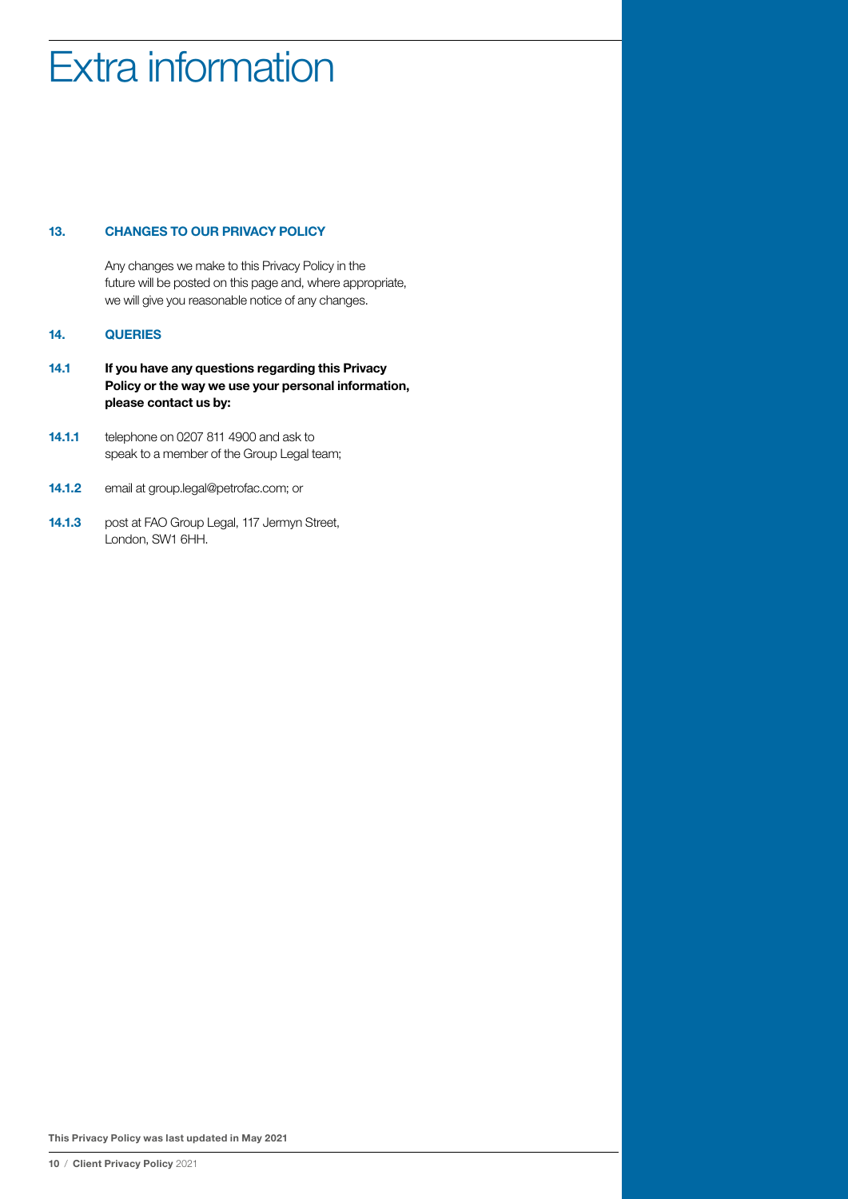# Extra information

## 13. CHANGES TO OUR PRIVACY POLICY

Any changes we make to this Privacy Policy in the future will be posted on this page and, where appropriate, we will give you reasonable notice of any changes.

## 14. QUERIES

**14.1 If you have any questions regarding this Privacy Policy or the way we use your personal information, please contact us by:**

**14.1.1** telephone on 0207 811 4900 and ask to speak to a member of the Group Legal team;

**14.1.2** email at group.legal@petrofac.com; or

**14.1.3** post at FAO Group Legal, 117 Jermyn Street, London, SW1 6HH.

**This Privacy Policy was last updated in May 2021**